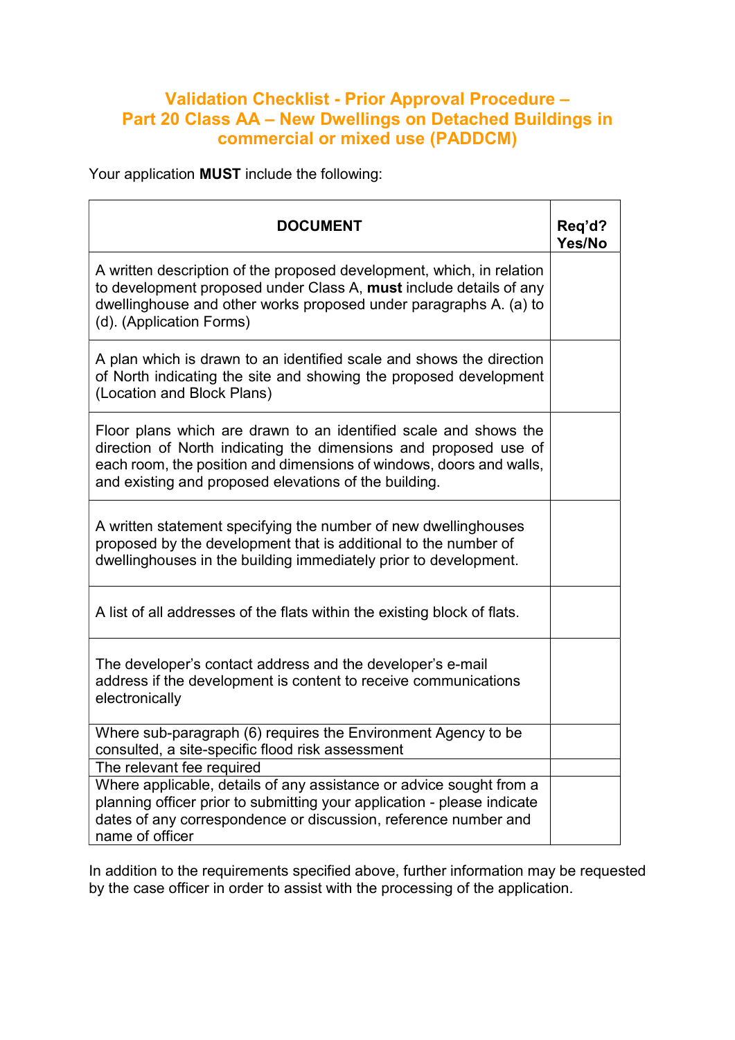# Validation Checklist - Prior Approval Procedure – Part 20 Class AA – New Dwellings on Detached Buildings in commercial or mixed use (PADDCM)

Your application **MUST** include the following:

| DOCUMENT | Req'd? Yes/No |
|---|---|
| A written description of the proposed development, which, in relation to development proposed under Class A, **must** include details of any dwellinghouse and other works proposed under paragraphs A. (a) to (d). (Application Forms) | |
| A plan which is drawn to an identified scale and shows the direction of North indicating the site and showing the proposed development (Location and Block Plans) | |
| Floor plans which are drawn to an identified scale and shows the direction of North indicating the dimensions and proposed use of each room, the position and dimensions of windows, doors and walls, and existing and proposed elevations of the building. | |
| A written statement specifying the number of new dwellinghouses proposed by the development that is additional to the number of dwellinghouses in the building immediately prior to development. | |
| A list of all addresses of the flats within the existing block of flats. | |
| The developer's contact address and the developer's e-mail address if the development is content to receive communications electronically | |
| Where sub-paragraph (6) requires the Environment Agency to be consulted, a site-specific flood risk assessment | |
| The relevant fee required | |
| Where applicable, details of any assistance or advice sought from a planning officer prior to submitting your application - please indicate dates of any correspondence or discussion, reference number and name of officer | |

In addition to the requirements specified above, further information may be requested by the case officer in order to assist with the processing of the application.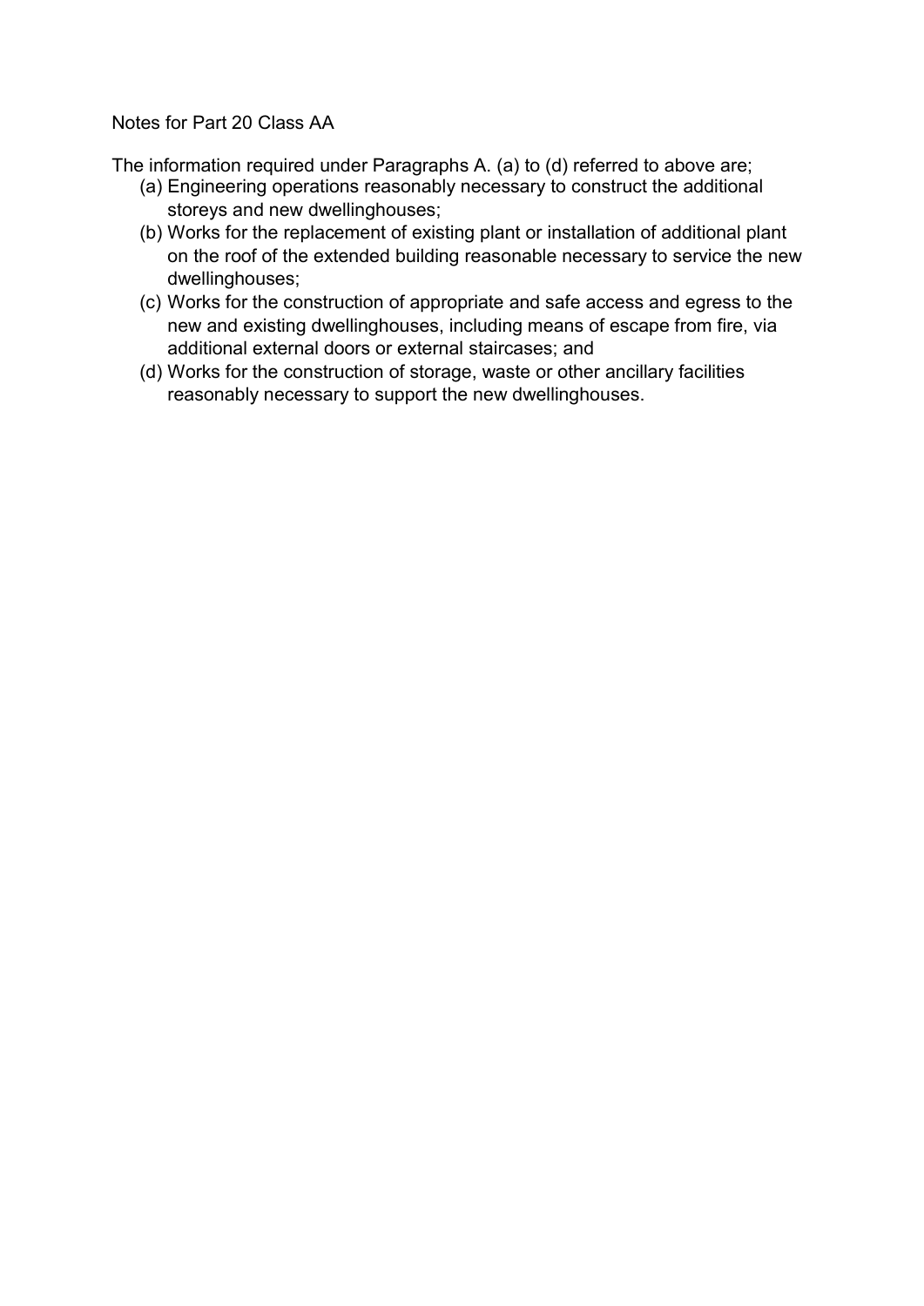Notes for Part 20 Class AA

The information required under Paragraphs A. (a) to (d) referred to above are;

(a) Engineering operations reasonably necessary to construct the additional storeys and new dwellinghouses;
(b) Works for the replacement of existing plant or installation of additional plant on the roof of the extended building reasonable necessary to service the new dwellinghouses;
(c) Works for the construction of appropriate and safe access and egress to the new and existing dwellinghouses, including means of escape from fire, via additional external doors or external staircases; and
(d) Works for the construction of storage, waste or other ancillary facilities reasonably necessary to support the new dwellinghouses.